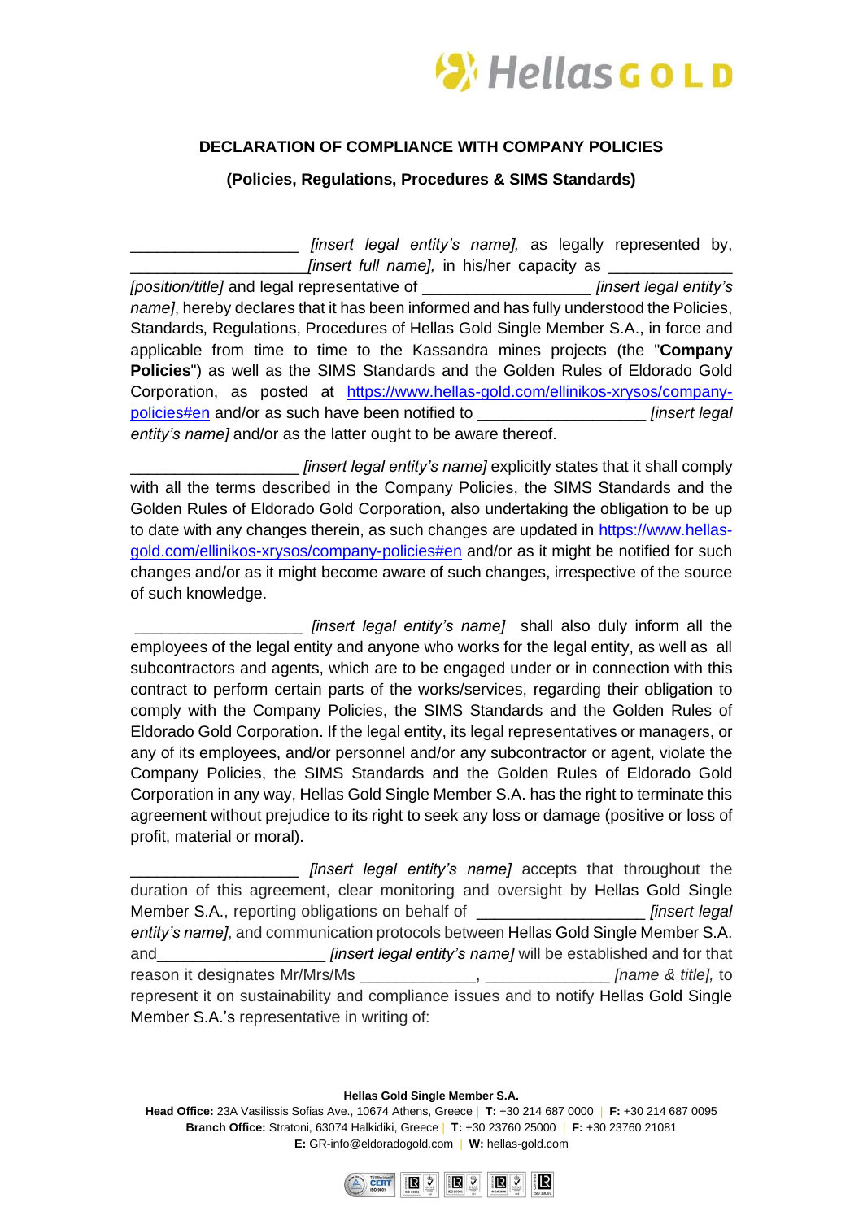## DECLARATION OF COMPLIANCE WITH COMPANY POLICIES

**(Policies, Regulations, Procedures & SIMS Standards)**

___________________ *[insert legal entity's name],* as legally represented by, ___________________ *[insert full name],* in his/her capacity as _____________ *[position/title]* and legal representative of __________________ *[insert legal entity's name]*, hereby declares that it has been informed and has fully understood the Policies, Standards, Regulations, Procedures of Hellas Gold Single Member S.A., in force and applicable from time to time to the Kassandra mines projects (the "**Company Policies**") as well as the SIMS Standards and the Golden Rules of Eldorado Gold Corporation, as posted at https://www.hellas-gold.com/ellinikos-xrysos/company-policies#en and/or as such have been notified to __________________ *[insert legal entity's name]* and/or as the latter ought to be aware thereof.

___________________ *[insert legal entity's name]* explicitly states that it shall comply with all the terms described in the Company Policies, the SIMS Standards and the Golden Rules of Eldorado Gold Corporation, also undertaking the obligation to be up to date with any changes therein, as such changes are updated in https://www.hellas-gold.com/ellinikos-xrysos/company-policies#en and/or as it might be notified for such changes and/or as it might become aware of such changes, irrespective of the source of such knowledge.

___________________ *[insert legal entity's name]* shall also duly inform all the employees of the legal entity and anyone who works for the legal entity, as well as all subcontractors and agents, which are to be engaged under or in connection with this contract to perform certain parts of the works/services, regarding their obligation to comply with the Company Policies, the SIMS Standards and the Golden Rules of Eldorado Gold Corporation. If the legal entity, its legal representatives or managers, or any of its employees, and/or personnel and/or any subcontractor or agent, violate the Company Policies, the SIMS Standards and the Golden Rules of Eldorado Gold Corporation in any way, Hellas Gold Single Member S.A. has the right to terminate this agreement without prejudice to its right to seek any loss or damage (positive or loss of profit, material or moral).

___________________ *[insert legal entity's name]* accepts that throughout the duration of this agreement, clear monitoring and oversight by Hellas Gold Single Member S.A., reporting obligations on behalf of __________________ *[insert legal entity's name]*, and communication protocols between Hellas Gold Single Member S.A. and__________________ *[insert legal entity's name]* will be established and for that reason it designates Mr/Mrs/Ms _____________, _____________ *[name & title],* to represent it on sustainability and compliance issues and to notify Hellas Gold Single Member S.A.'s representative in writing of: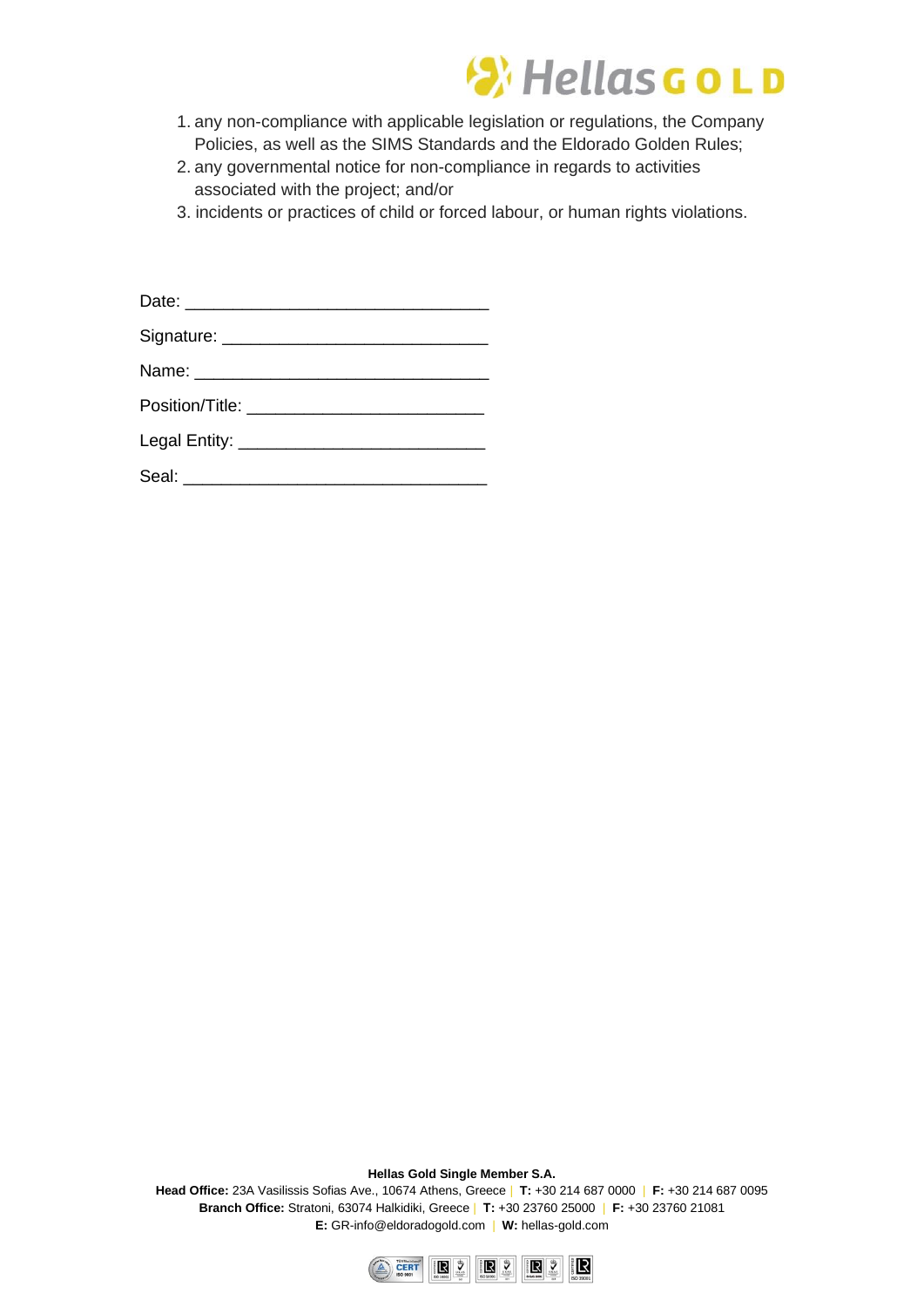1. any non-compliance with applicable legislation or regulations, the Company Policies, as well as the SIMS Standards and the Eldorado Golden Rules;
2. any governmental notice for non-compliance in regards to activities associated with the project; and/or
3. incidents or practices of child or forced labour, or human rights violations.

Date: ______________________________

Signature: __________________________

Name: _____________________________

Position/Title: _______________________

Legal Entity: ________________________

Seal: ______________________________

**Hellas Gold Single Member S.A.**
**Head Office:** 23A Vasilissis Sofias Ave., 10674 Athens, Greece | **T:** +30 214 687 0000 | **F:** +30 214 687 0095
**Branch Office:** Stratoni, 63074 Halkidiki, Greece | **T:** +30 23760 25000 | **F:** +30 23760 21081
**E:** GR-info@eldoradogold.com | **W:** hellas-gold.com